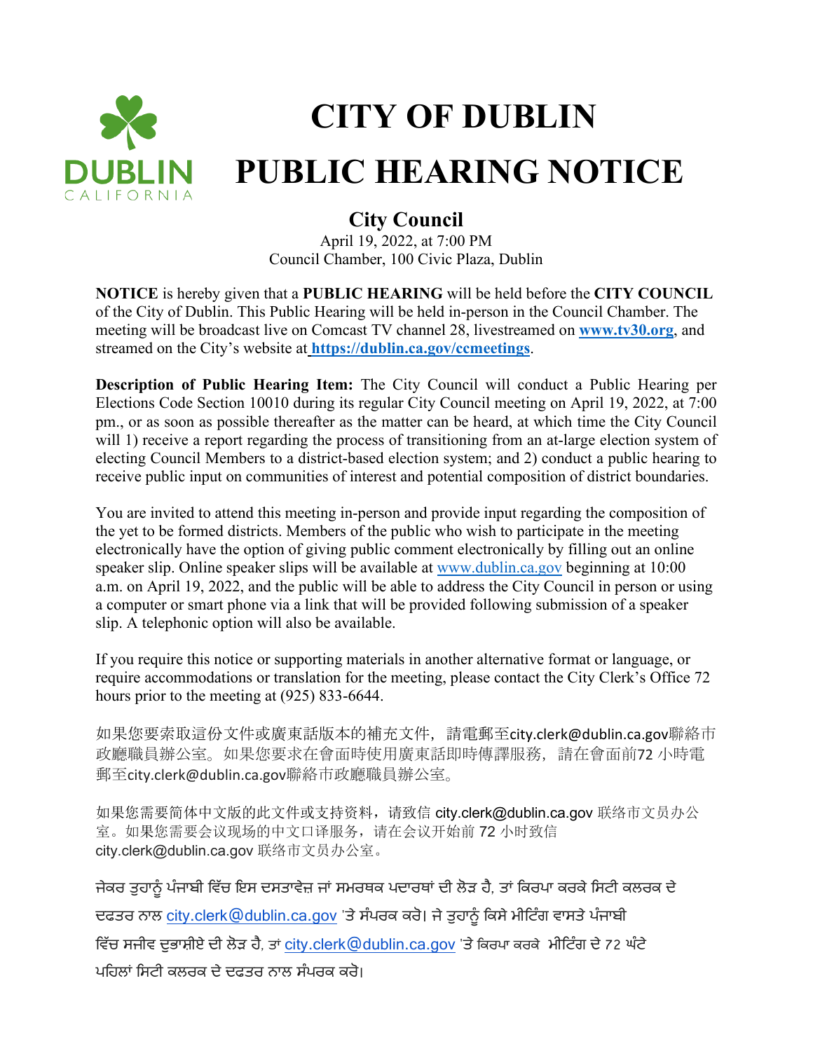DUBLIN
CALIFORNIA

# CITY OF DUBLIN
# PUBLIC HEARING NOTICE

## City Council

April 19, 2022, at 7:00 PM
Council Chamber, 100 Civic Plaza, Dublin

**NOTICE** is hereby given that a **PUBLIC HEARING** will be held before the **CITY COUNCIL** of the City of Dublin. This Public Hearing will be held in-person in the Council Chamber. The meeting will be broadcast live on Comcast TV channel 28, livestreamed on **www.tv30.org**, and streamed on the City's website at **https://dublin.ca.gov/ccmeetings**.

**Description of Public Hearing Item:** The City Council will conduct a Public Hearing per Elections Code Section 10010 during its regular City Council meeting on April 19, 2022, at 7:00 pm., or as soon as possible thereafter as the matter can be heard, at which time the City Council will 1) receive a report regarding the process of transitioning from an at-large election system of electing Council Members to a district-based election system; and 2) conduct a public hearing to receive public input on communities of interest and potential composition of district boundaries.

You are invited to attend this meeting in-person and provide input regarding the composition of the yet to be formed districts. Members of the public who wish to participate in the meeting electronically have the option of giving public comment electronically by filling out an online speaker slip. Online speaker slips will be available at www.dublin.ca.gov beginning at 10:00 a.m. on April 19, 2022, and the public will be able to address the City Council in person or using a computer or smart phone via a link that will be provided following submission of a speaker slip. A telephonic option will also be available.

If you require this notice or supporting materials in another alternative format or language, or require accommodations or translation for the meeting, please contact the City Clerk's Office 72 hours prior to the meeting at (925) 833-6644.

如果您要索取這份文件或廣東話版本的補充文件，請電郵至city.clerk@dublin.ca.gov聯絡市政廳職員辦公室。如果您要求在會面時使用廣東話即時傳譯服務，請在會面前72 小時電郵至city.clerk@dublin.ca.gov聯絡市政廳職員辦公室。

如果您需要简体中文版的此文件或支持资料，请致信 city.clerk@dublin.ca.gov 联络市文员办公室。如果您需要会议现场的中文口译服务，请在会议开始前 72 小时致信 city.clerk@dublin.ca.gov 联络市文员办公室。

ਜੇਕਰ ਤੁਹਾਨੂੰ ਪੰਜਾਬੀ ਵਿੱਚ ਇਸ ਦਸਤਾਵੇਜ਼ ਜਾਂ ਸਮਰਥਕ ਪਦਾਰਥਾਂ ਦੀ ਲੋੜ ਹੈ, ਤਾਂ ਕਿਰਪਾ ਕਰਕੇ ਸਿਟੀ ਕਲਰਕ ਦੇ ਦਫਤਰ ਨਾਲ city.clerk@dublin.ca.gov 'ਤੇ ਸੰਪਰਕ ਕਰੋ। ਜੇ ਤੁਹਾਨੂੰ ਕਿਸੇ ਮੀਟਿੰਗ ਵਾਸਤੇ ਪੰਜਾਬੀ ਵਿੱਚ ਸਜੀਵ ਦੁਭਾਸ਼ੀਏ ਦੀ ਲੋੜ ਹੈ, ਤਾਂ city.clerk@dublin.ca.gov 'ਤੇ ਕਿਰਪਾ ਕਰਕੇ ਮੀਟਿੰਗ ਦੇ 72 ਘੰਟੇ ਪਹਿਲਾਂ ਸਿਟੀ ਕਲਰਕ ਦੇ ਦਫਤਰ ਨਾਲ ਸੰਪਰਕ ਕਰੋ।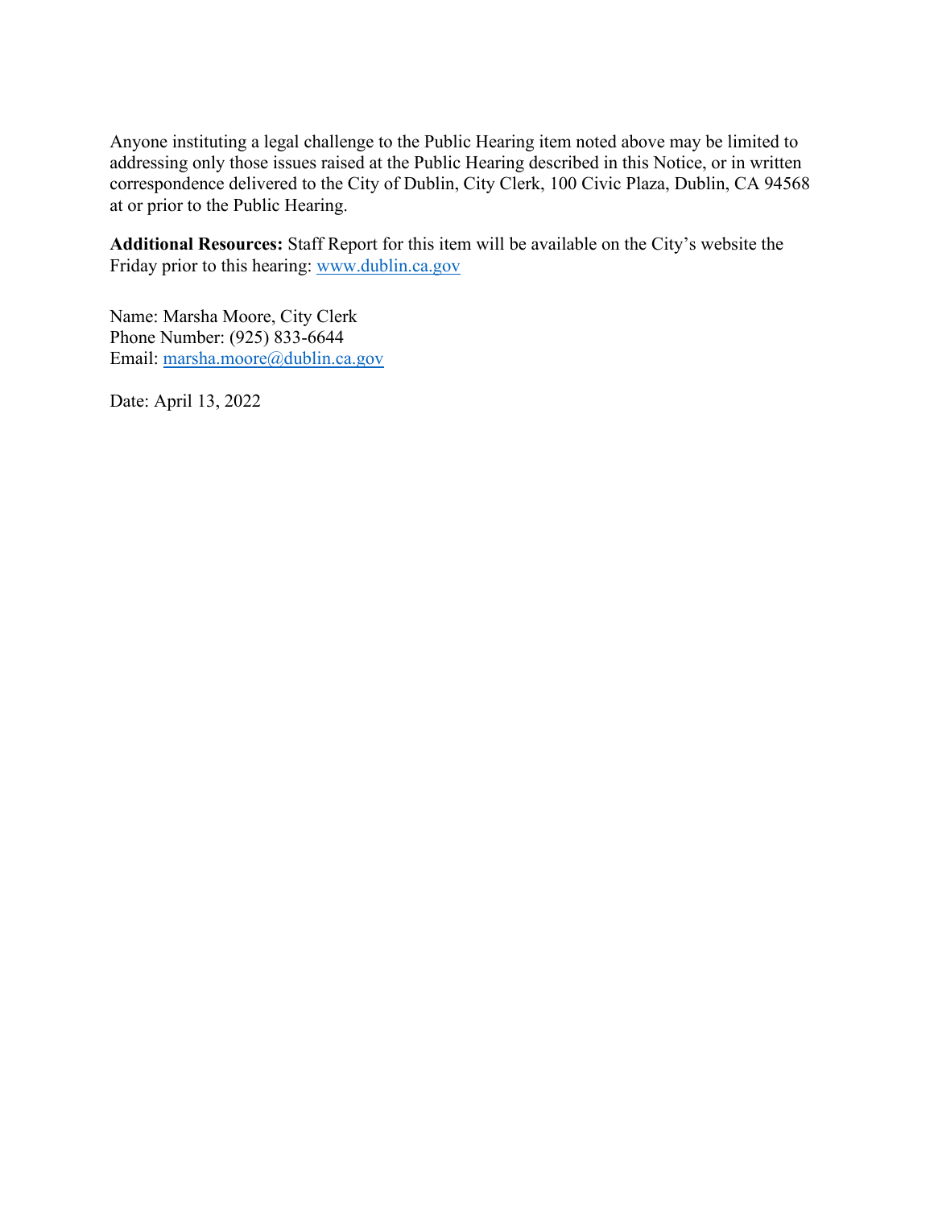Anyone instituting a legal challenge to the Public Hearing item noted above may be limited to addressing only those issues raised at the Public Hearing described in this Notice, or in written correspondence delivered to the City of Dublin, City Clerk, 100 Civic Plaza, Dublin, CA 94568 at or prior to the Public Hearing.

**Additional Resources:** Staff Report for this item will be available on the City's website the Friday prior to this hearing: [www.dublin.ca.gov](http://www.dublin.ca.gov)

Name: Marsha Moore, City Clerk
Phone Number: (925) 833-6644
Email: [marsha.moore@dublin.ca.gov](mailto:marsha.moore@dublin.ca.gov)

Date: April 13, 2022